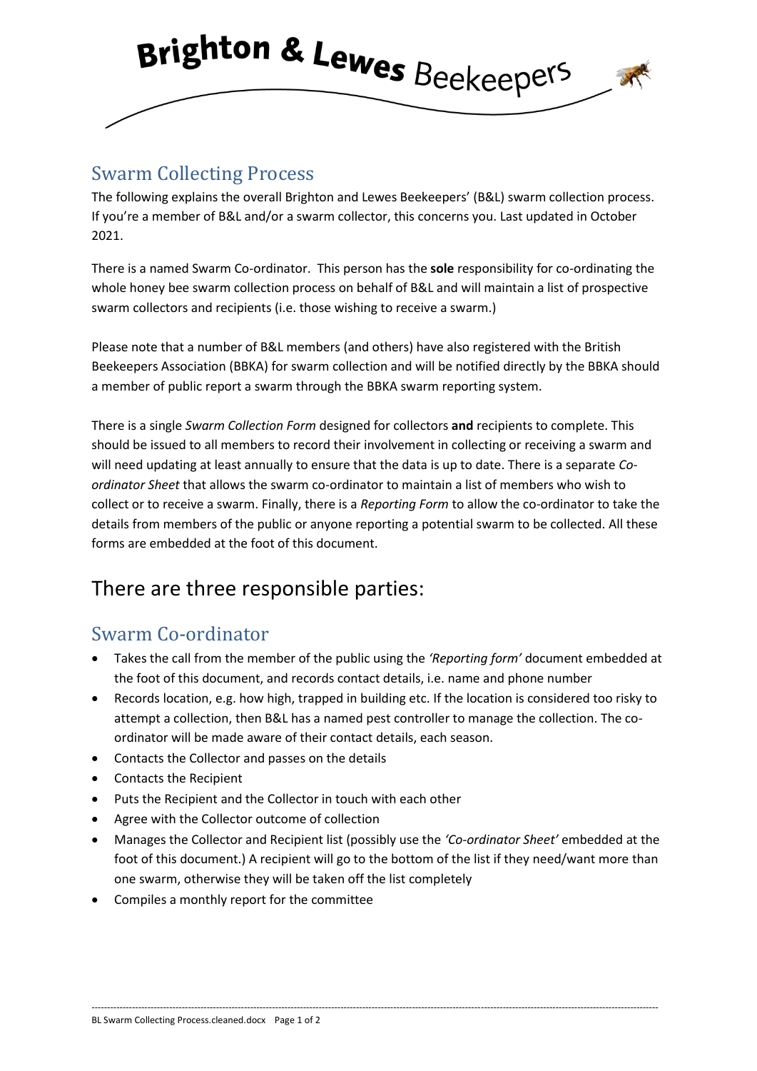Brighton & Lewes Beekeepers

## Swarm Collecting Process

The following explains the overall Brighton and Lewes Beekeepers' (B&L) swarm collection process. If you're a member of B&L and/or a swarm collector, this concerns you. Last updated in October 2021.

There is a named Swarm Co-ordinator. This person has the **sole** responsibility for co-ordinating the whole honey bee swarm collection process on behalf of B&L and will maintain a list of prospective swarm collectors and recipients (i.e. those wishing to receive a swarm.)

Please note that a number of B&L members (and others) have also registered with the British Beekeepers Association (BBKA) for swarm collection and will be notified directly by the BBKA should a member of public report a swarm through the BBKA swarm reporting system.

There is a single *Swarm Collection Form* designed for collectors **and** recipients to complete. This should be issued to all members to record their involvement in collecting or receiving a swarm and will need updating at least annually to ensure that the data is up to date. There is a separate *Co-ordinator Sheet* that allows the swarm co-ordinator to maintain a list of members who wish to collect or to receive a swarm. Finally, there is a *Reporting Form* to allow the co-ordinator to take the details from members of the public or anyone reporting a potential swarm to be collected. All these forms are embedded at the foot of this document.

# There are three responsible parties:

## Swarm Co-ordinator

- Takes the call from the member of the public using the *'Reporting form'* document embedded at the foot of this document, and records contact details, i.e. name and phone number
- Records location, e.g. how high, trapped in building etc. If the location is considered too risky to attempt a collection, then B&L has a named pest controller to manage the collection. The co-ordinator will be made aware of their contact details, each season.
- Contacts the Collector and passes on the details
- Contacts the Recipient
- Puts the Recipient and the Collector in touch with each other
- Agree with the Collector outcome of collection
- Manages the Collector and Recipient list (possibly use the *'Co-ordinator Sheet'* embedded at the foot of this document.) A recipient will go to the bottom of the list if they need/want more than one swarm, otherwise they will be taken off the list completely
- Compiles a monthly report for the committee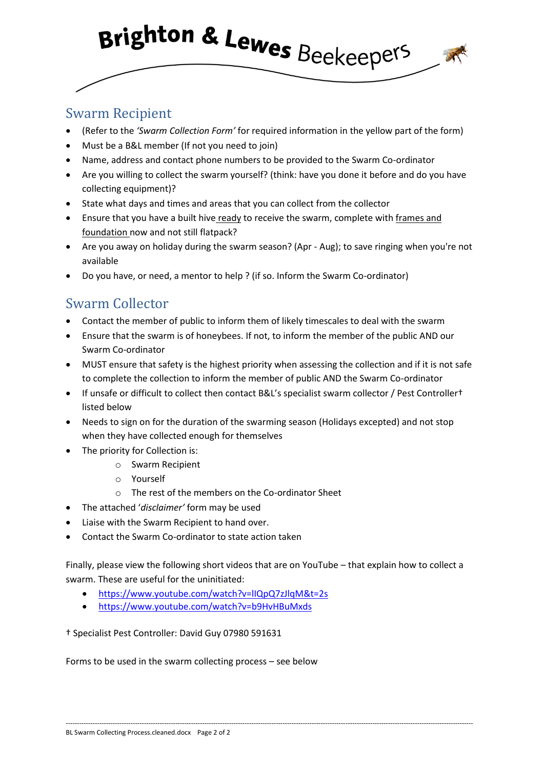# Brighton & Lewes Beekeepers

## Swarm Recipient

- (Refer to the *'Swarm Collection Form'* for required information in the yellow part of the form)
- Must be a B&L member (If not you need to join)
- Name, address and contact phone numbers to be provided to the Swarm Co-ordinator
- Are you willing to collect the swarm yourself? (think: have you done it before and do you have collecting equipment)?
- State what days and times and areas that you can collect from the collector
- Ensure that you have a built hive ready to receive the swarm, complete with frames and foundation now and not still flatpack?
- Are you away on holiday during the swarm season? (Apr - Aug); to save ringing when you're not available
- Do you have, or need, a mentor to help ? (if so. Inform the Swarm Co-ordinator)

## Swarm Collector

- Contact the member of public to inform them of likely timescales to deal with the swarm
- Ensure that the swarm is of honeybees. If not, to inform the member of the public AND our Swarm Co-ordinator
- MUST ensure that safety is the highest priority when assessing the collection and if it is not safe to complete the collection to inform the member of public AND the Swarm Co-ordinator
- If unsafe or difficult to collect then contact B&L's specialist swarm collector / Pest Controller† listed below
- Needs to sign on for the duration of the swarming season (Holidays excepted) and not stop when they have collected enough for themselves
- The priority for Collection is:
    - Swarm Recipient
    - Yourself
    - The rest of the members on the Co-ordinator Sheet
- The attached '*disclaimer'* form may be used
- Liaise with the Swarm Recipient to hand over.
- Contact the Swarm Co-ordinator to state action taken

Finally, please view the following short videos that are on YouTube – that explain how to collect a swarm. These are useful for the uninitiated:

- https://www.youtube.com/watch?v=lIQpQ7zJlqM&t=2s
- https://www.youtube.com/watch?v=b9HvHBuMxds

† Specialist Pest Controller: David Guy 07980 591631

Forms to be used in the swarm collecting process – see below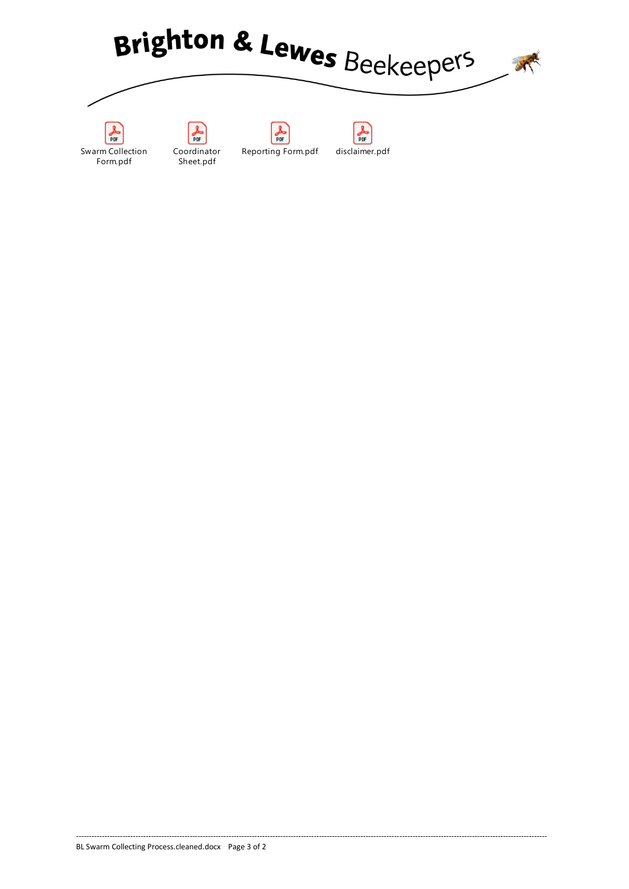Swarm Collection Form.pdf

Coordinator Sheet.pdf

Reporting Form.pdf

disclaimer.pdf